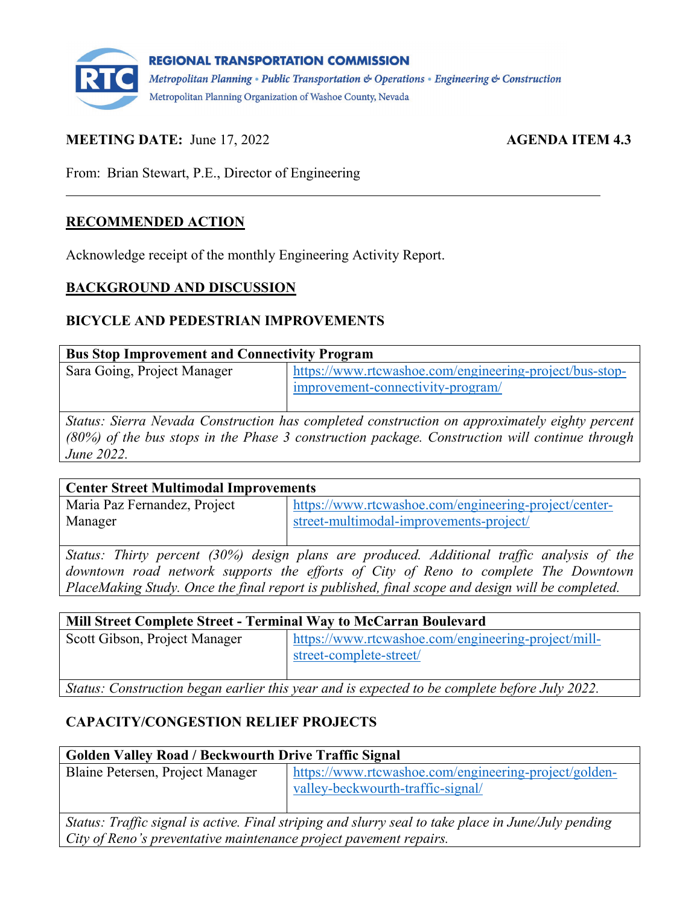**REGIONAL TRANSPORTATION COMMISSION**

*Metropolitan Planning • Public Transportation & Operations • Engineering & Construction*

Metropolitan Planning Organization of Washoe County, Nevada

**MEETING DATE:** June 17, 2022 **AGENDA ITEM 4.3**

From: Brian Stewart, P.E., Director of Engineering

---

## RECOMMENDED ACTION

Acknowledge receipt of the monthly Engineering Activity Report.

## BACKGROUND AND DISCUSSION

### BICYCLE AND PEDESTRIAN IMPROVEMENTS

| **Bus Stop Improvement and Connectivity Program** | |
|---|---|
| Sara Going, Project Manager | https://www.rtcwashoe.com/engineering-project/bus-stop-improvement-connectivity-program/ |
| *Status: Sierra Nevada Construction has completed construction on approximately eighty percent (80%) of the bus stops in the Phase 3 construction package. Construction will continue through June 2022.* | |

| **Center Street Multimodal Improvements** | |
|---|---|
| Maria Paz Fernandez, Project Manager | https://www.rtcwashoe.com/engineering-project/center-street-multimodal-improvements-project/ |
| *Status: Thirty percent (30%) design plans are produced. Additional traffic analysis of the downtown road network supports the efforts of City of Reno to complete The Downtown PlaceMaking Study. Once the final report is published, final scope and design will be completed.* | |

| **Mill Street Complete Street - Terminal Way to McCarran Boulevard** | |
|---|---|
| Scott Gibson, Project Manager | https://www.rtcwashoe.com/engineering-project/mill-street-complete-street/ |
| *Status: Construction began earlier this year and is expected to be complete before July 2022.* | |

### CAPACITY/CONGESTION RELIEF PROJECTS

| **Golden Valley Road / Beckwourth Drive Traffic Signal** | |
|---|---|
| Blaine Petersen, Project Manager | https://www.rtcwashoe.com/engineering-project/golden-valley-beckwourth-traffic-signal/ |
| *Status: Traffic signal is active. Final striping and slurry seal to take place in June/July pending City of Reno's preventative maintenance project pavement repairs.* | |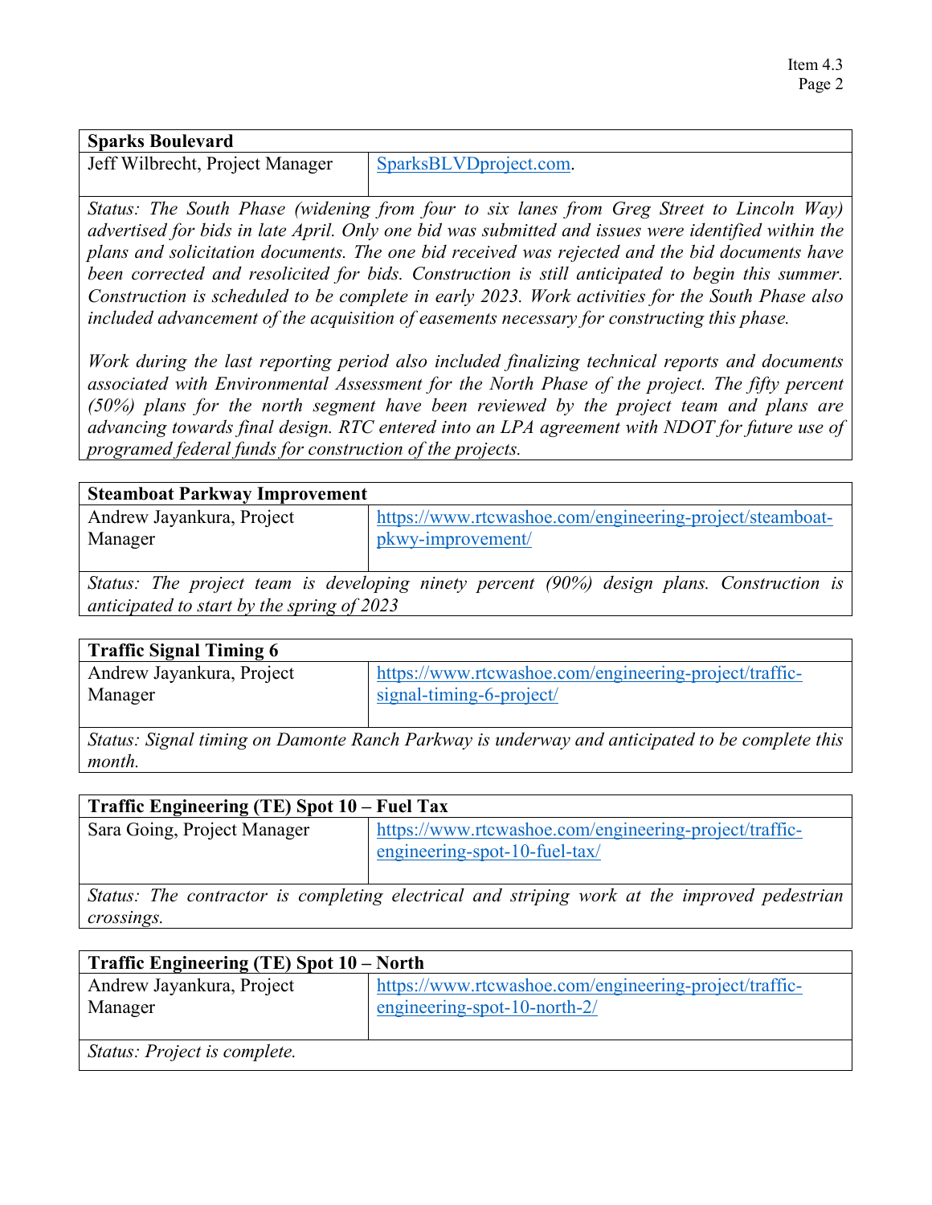| **Sparks Boulevard** | |
|---|---|
| Jeff Wilbrecht, Project Manager | SparksBLVDproject.com. |

*Status: The South Phase (widening from four to six lanes from Greg Street to Lincoln Way) advertised for bids in late April. Only one bid was submitted and issues were identified within the plans and solicitation documents. The one bid received was rejected and the bid documents have been corrected and resolicited for bids. Construction is still anticipated to begin this summer. Construction is scheduled to be complete in early 2023. Work activities for the South Phase also included advancement of the acquisition of easements necessary for constructing this phase.*

*Work during the last reporting period also included finalizing technical reports and documents associated with Environmental Assessment for the North Phase of the project. The fifty percent (50%) plans for the north segment have been reviewed by the project team and plans are advancing towards final design. RTC entered into an LPA agreement with NDOT for future use of programed federal funds for construction of the projects.*

| **Steamboat Parkway Improvement** | |
|---|---|
| Andrew Jayankura, Project Manager | https://www.rtcwashoe.com/engineering-project/steamboat-pkwy-improvement/ |

*Status: The project team is developing ninety percent (90%) design plans. Construction is anticipated to start by the spring of 2023*

| **Traffic Signal Timing 6** | |
|---|---|
| Andrew Jayankura, Project Manager | https://www.rtcwashoe.com/engineering-project/traffic-signal-timing-6-project/ |

*Status: Signal timing on Damonte Ranch Parkway is underway and anticipated to be complete this month.*

| **Traffic Engineering (TE) Spot 10 – Fuel Tax** | |
|---|---|
| Sara Going, Project Manager | https://www.rtcwashoe.com/engineering-project/traffic-engineering-spot-10-fuel-tax/ |

*Status: The contractor is completing electrical and striping work at the improved pedestrian crossings.*

| **Traffic Engineering (TE) Spot 10 – North** | |
|---|---|
| Andrew Jayankura, Project Manager | https://www.rtcwashoe.com/engineering-project/traffic-engineering-spot-10-north-2/ |

*Status: Project is complete.*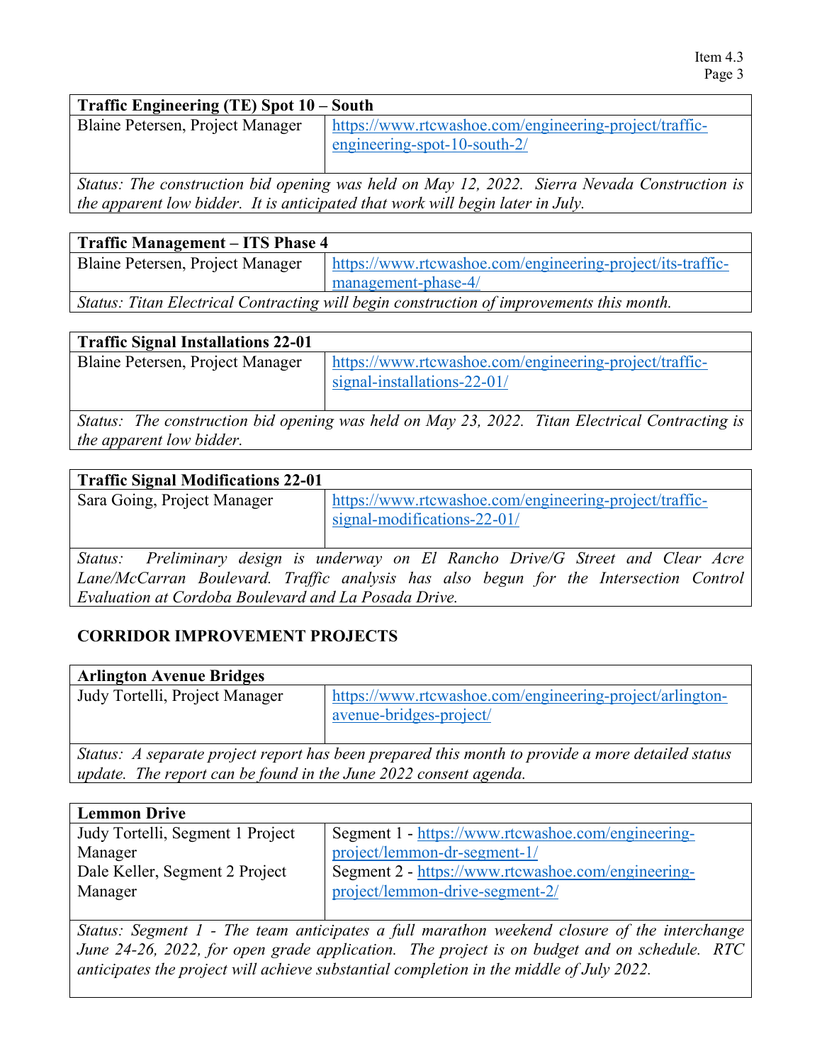| **Traffic Engineering (TE) Spot 10 – South** | |
|---|---|
| Blaine Petersen, Project Manager | https://www.rtcwashoe.com/engineering-project/traffic-engineering-spot-10-south-2/ |
| *Status: The construction bid opening was held on May 12, 2022. Sierra Nevada Construction is the apparent low bidder. It is anticipated that work will begin later in July.* | |

| **Traffic Management – ITS Phase 4** | |
|---|---|
| Blaine Petersen, Project Manager | https://www.rtcwashoe.com/engineering-project/its-traffic-management-phase-4/ |
| *Status: Titan Electrical Contracting will begin construction of improvements this month.* | |

| **Traffic Signal Installations 22-01** | |
|---|---|
| Blaine Petersen, Project Manager | https://www.rtcwashoe.com/engineering-project/traffic-signal-installations-22-01/ |
| *Status: The construction bid opening was held on May 23, 2022. Titan Electrical Contracting is the apparent low bidder.* | |

| **Traffic Signal Modifications 22-01** | |
|---|---|
| Sara Going, Project Manager | https://www.rtcwashoe.com/engineering-project/traffic-signal-modifications-22-01/ |
| *Status: Preliminary design is underway on El Rancho Drive/G Street and Clear Acre Lane/McCarran Boulevard. Traffic analysis has also begun for the Intersection Control Evaluation at Cordoba Boulevard and La Posada Drive.* | |

## CORRIDOR IMPROVEMENT PROJECTS

| **Arlington Avenue Bridges** | |
|---|---|
| Judy Tortelli, Project Manager | https://www.rtcwashoe.com/engineering-project/arlington-avenue-bridges-project/ |
| *Status: A separate project report has been prepared this month to provide a more detailed status update. The report can be found in the June 2022 consent agenda.* | |

| **Lemmon Drive** | |
|---|---|
| Judy Tortelli, Segment 1 Project Manager<br>Dale Keller, Segment 2 Project Manager | Segment 1 - https://www.rtcwashoe.com/engineering-project/lemmon-dr-segment-1/<br>Segment 2 - https://www.rtcwashoe.com/engineering-project/lemmon-drive-segment-2/ |
| *Status: Segment 1 - The team anticipates a full marathon weekend closure of the interchange June 24-26, 2022, for open grade application. The project is on budget and on schedule. RTC anticipates the project will achieve substantial completion in the middle of July 2022.* | |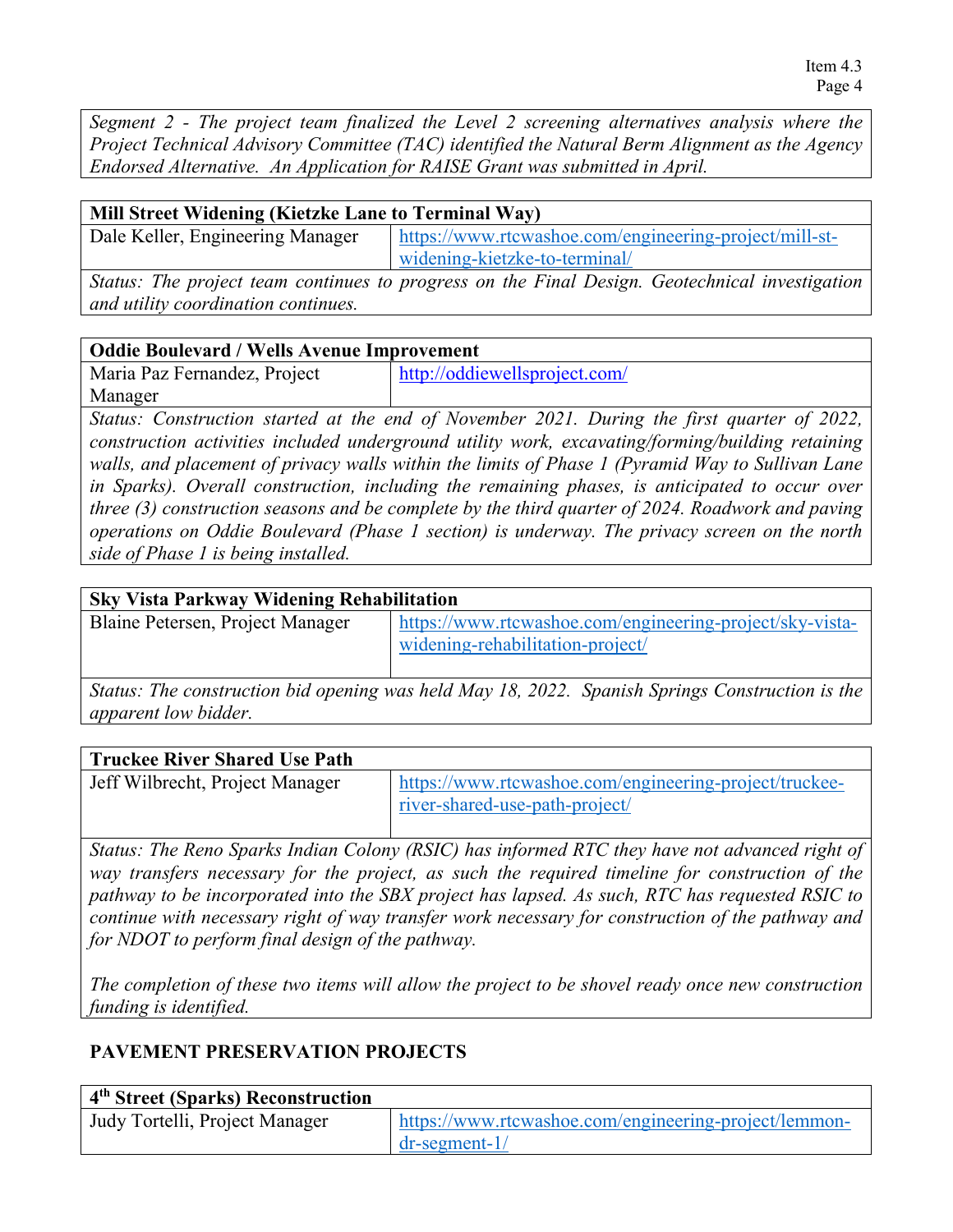*Segment 2 - The project team finalized the Level 2 screening alternatives analysis where the Project Technical Advisory Committee (TAC) identified the Natural Berm Alignment as the Agency Endorsed Alternative. An Application for RAISE Grant was submitted in April.*

| **Mill Street Widening (Kietzke Lane to Terminal Way)** | |
|---|---|
| Dale Keller, Engineering Manager | https://www.rtcwashoe.com/engineering-project/mill-st-widening-kietzke-to-terminal/ |
| *Status: The project team continues to progress on the Final Design. Geotechnical investigation and utility coordination continues.* | |

| **Oddie Boulevard / Wells Avenue Improvement** | |
|---|---|
| Maria Paz Fernandez, Project Manager | http://oddiewellsproject.com/ |
| *Status: Construction started at the end of November 2021. During the first quarter of 2022, construction activities included underground utility work, excavating/forming/building retaining walls, and placement of privacy walls within the limits of Phase 1 (Pyramid Way to Sullivan Lane in Sparks). Overall construction, including the remaining phases, is anticipated to occur over three (3) construction seasons and be complete by the third quarter of 2024. Roadwork and paving operations on Oddie Boulevard (Phase 1 section) is underway. The privacy screen on the north side of Phase 1 is being installed.* | |

| **Sky Vista Parkway Widening Rehabilitation** | |
|---|---|
| Blaine Petersen, Project Manager | https://www.rtcwashoe.com/engineering-project/sky-vista-widening-rehabilitation-project/ |
| *Status: The construction bid opening was held May 18, 2022. Spanish Springs Construction is the apparent low bidder.* | |

| **Truckee River Shared Use Path** | |
|---|---|
| Jeff Wilbrecht, Project Manager | https://www.rtcwashoe.com/engineering-project/truckee-river-shared-use-path-project/ |
| *Status: The Reno Sparks Indian Colony (RSIC) has informed RTC they have not advanced right of way transfers necessary for the project, as such the required timeline for construction of the pathway to be incorporated into the SBX project has lapsed. As such, RTC has requested RSIC to continue with necessary right of way transfer work necessary for construction of the pathway and for NDOT to perform final design of the pathway.* <br><br> *The completion of these two items will allow the project to be shovel ready once new construction funding is identified.* | |

## PAVEMENT PRESERVATION PROJECTS

| **4th Street (Sparks) Reconstruction** | |
|---|---|
| Judy Tortelli, Project Manager | https://www.rtcwashoe.com/engineering-project/lemmon-dr-segment-1/ |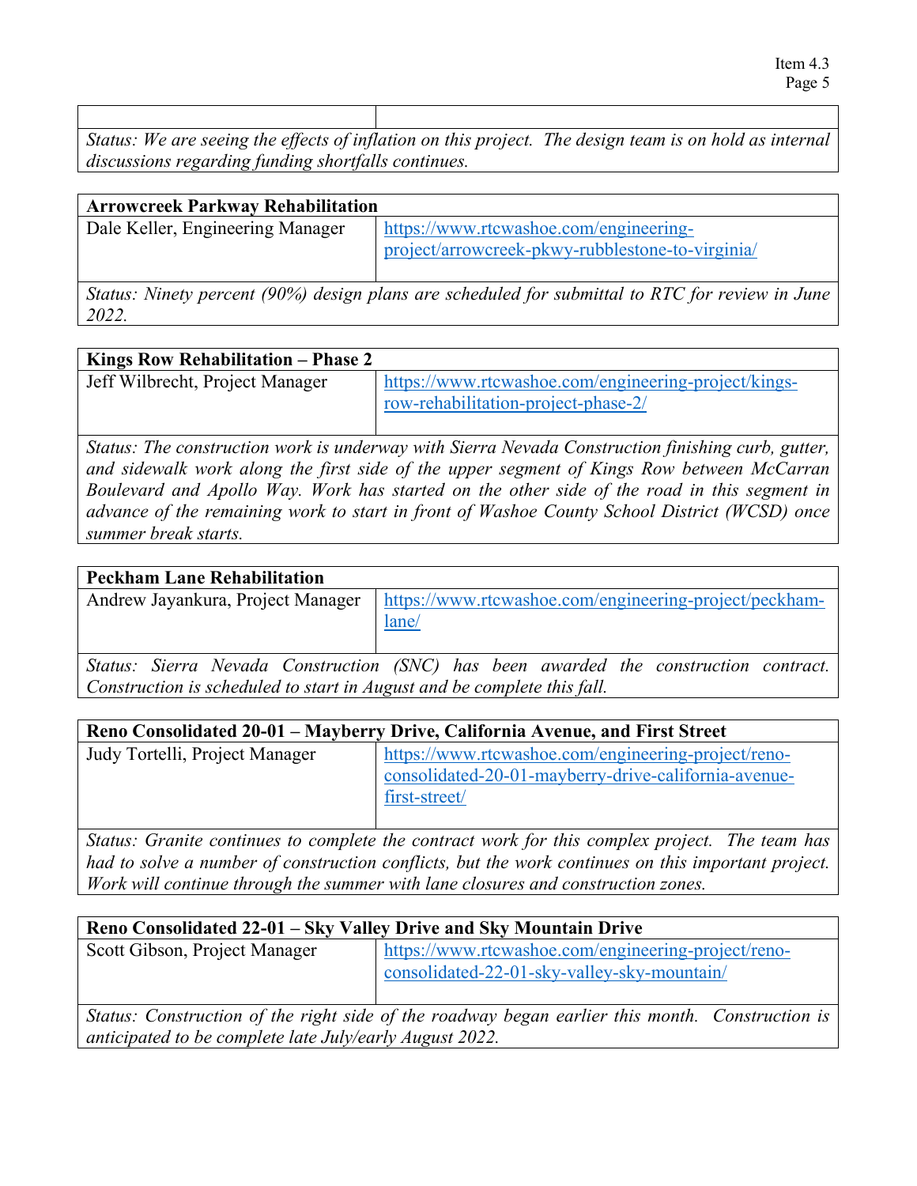| | |
|---|---|
| *Status: We are seeing the effects of inflation on this project. The design team is on hold as internal discussions regarding funding shortfalls continues.* | |

| **Arrowcreek Parkway Rehabilitation** | |
|---|---|
| Dale Keller, Engineering Manager | https://www.rtcwashoe.com/engineering-project/arrowcreek-pkwy-rubblestone-to-virginia/ |
| *Status: Ninety percent (90%) design plans are scheduled for submittal to RTC for review in June 2022.* | |

| **Kings Row Rehabilitation – Phase 2** | |
|---|---|
| Jeff Wilbrecht, Project Manager | https://www.rtcwashoe.com/engineering-project/kings-row-rehabilitation-project-phase-2/ |
| *Status: The construction work is underway with Sierra Nevada Construction finishing curb, gutter, and sidewalk work along the first side of the upper segment of Kings Row between McCarran Boulevard and Apollo Way. Work has started on the other side of the road in this segment in advance of the remaining work to start in front of Washoe County School District (WCSD) once summer break starts.* | |

| **Peckham Lane Rehabilitation** | |
|---|---|
| Andrew Jayankura, Project Manager | https://www.rtcwashoe.com/engineering-project/peckham-lane/ |
| *Status: Sierra Nevada Construction (SNC) has been awarded the construction contract. Construction is scheduled to start in August and be complete this fall.* | |

| **Reno Consolidated 20-01 – Mayberry Drive, California Avenue, and First Street** | |
|---|---|
| Judy Tortelli, Project Manager | https://www.rtcwashoe.com/engineering-project/reno-consolidated-20-01-mayberry-drive-california-avenue-first-street/ |
| *Status: Granite continues to complete the contract work for this complex project. The team has had to solve a number of construction conflicts, but the work continues on this important project. Work will continue through the summer with lane closures and construction zones.* | |

| **Reno Consolidated 22-01 – Sky Valley Drive and Sky Mountain Drive** | |
|---|---|
| Scott Gibson, Project Manager | https://www.rtcwashoe.com/engineering-project/reno-consolidated-22-01-sky-valley-sky-mountain/ |
| *Status: Construction of the right side of the roadway began earlier this month. Construction is anticipated to be complete late July/early August 2022.* | |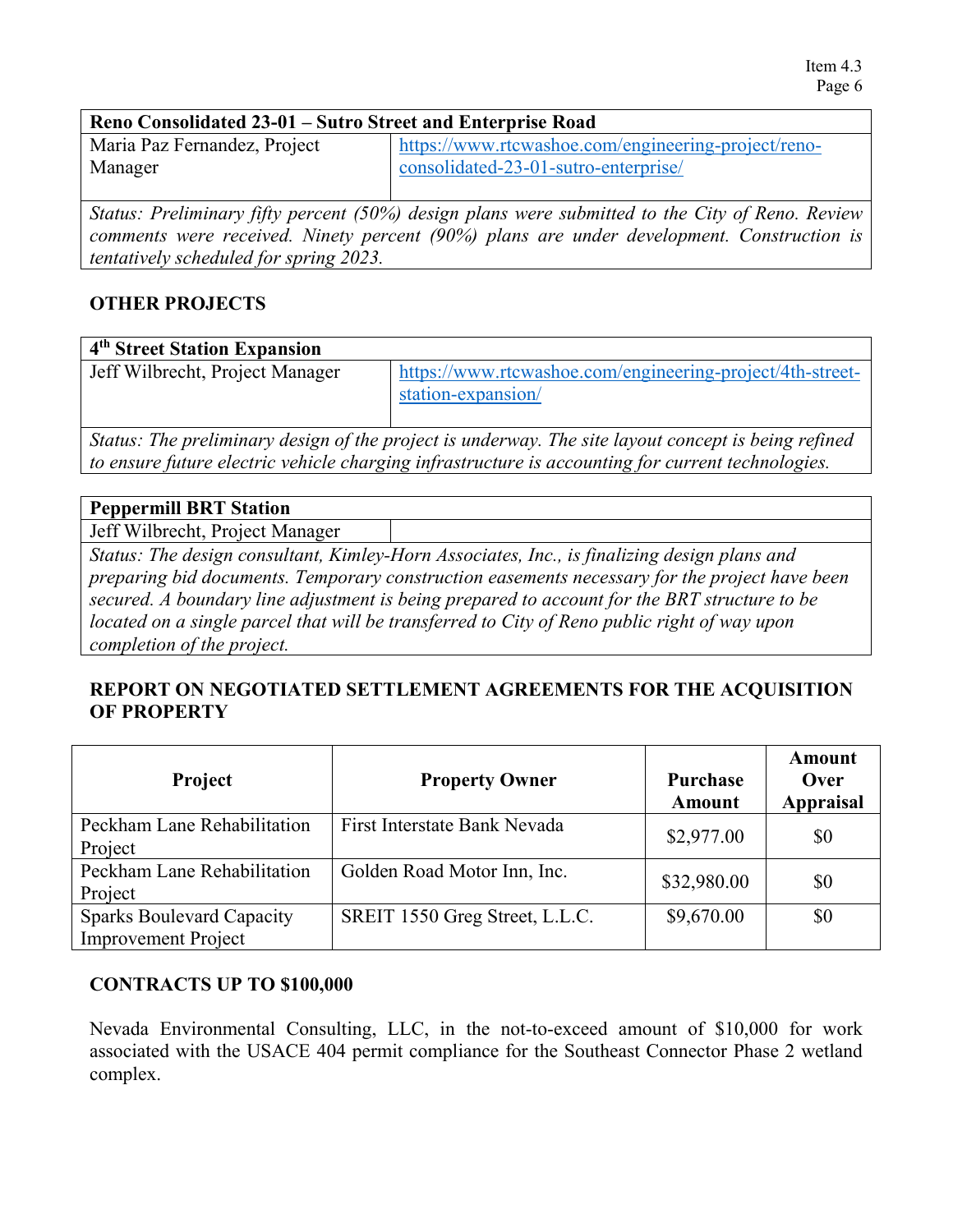| Reno Consolidated 23-01 – Sutro Street and Enterprise Road | |
|---|---|
| Maria Paz Fernandez, Project Manager | https://www.rtcwashoe.com/engineering-project/reno-consolidated-23-01-sutro-enterprise/ |
| *Status: Preliminary fifty percent (50%) design plans were submitted to the City of Reno. Review comments were received. Ninety percent (90%) plans are under development. Construction is tentatively scheduled for spring 2023.* | |

## OTHER PROJECTS

| 4th Street Station Expansion | |
|---|---|
| Jeff Wilbrecht, Project Manager | https://www.rtcwashoe.com/engineering-project/4th-street-station-expansion/ |
| *Status: The preliminary design of the project is underway. The site layout concept is being refined to ensure future electric vehicle charging infrastructure is accounting for current technologies.* | |

| Peppermill BRT Station | |
|---|---|
| Jeff Wilbrecht, Project Manager | |
| *Status: The design consultant, Kimley-Horn Associates, Inc., is finalizing design plans and preparing bid documents. Temporary construction easements necessary for the project have been secured. A boundary line adjustment is being prepared to account for the BRT structure to be located on a single parcel that will be transferred to City of Reno public right of way upon completion of the project.* | |

## REPORT ON NEGOTIATED SETTLEMENT AGREEMENTS FOR THE ACQUISITION OF PROPERTY

| Project | Property Owner | Purchase Amount | Amount Over Appraisal |
|---|---|---|---|
| Peckham Lane Rehabilitation Project | First Interstate Bank Nevada | $2,977.00 | $0 |
| Peckham Lane Rehabilitation Project | Golden Road Motor Inn, Inc. | $32,980.00 | $0 |
| Sparks Boulevard Capacity Improvement Project | SREIT 1550 Greg Street, L.L.C. | $9,670.00 | $0 |

## CONTRACTS UP TO $100,000

Nevada Environmental Consulting, LLC, in the not-to-exceed amount of $10,000 for work associated with the USACE 404 permit compliance for the Southeast Connector Phase 2 wetland complex.